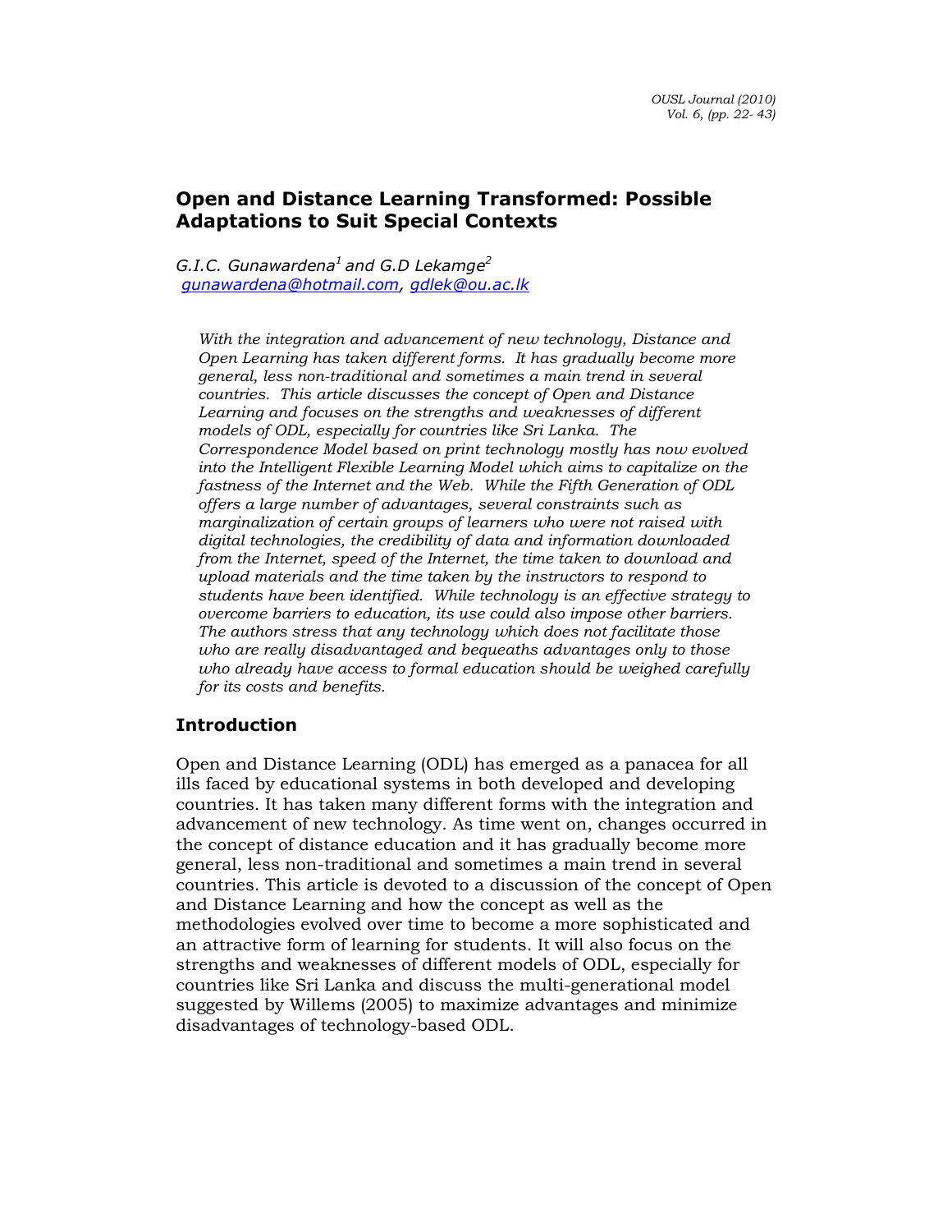# Open and Distance Learning Transformed: Possible Adaptations to Suit Special Contexts

*G.I.C. Gunawardena[1] and G.D Lekamge[2]*
gunawardena@hotmail.com, gdlek@ou.ac.lk

*With the integration and advancement of new technology, Distance and Open Learning has taken different forms. It has gradually become more general, less non-traditional and sometimes a main trend in several countries. This article discusses the concept of Open and Distance Learning and focuses on the strengths and weaknesses of different models of ODL, especially for countries like Sri Lanka. The Correspondence Model based on print technology mostly has now evolved into the Intelligent Flexible Learning Model which aims to capitalize on the fastness of the Internet and the Web. While the Fifth Generation of ODL offers a large number of advantages, several constraints such as marginalization of certain groups of learners who were not raised with digital technologies, the credibility of data and information downloaded from the Internet, speed of the Internet, the time taken to download and upload materials and the time taken by the instructors to respond to students have been identified. While technology is an effective strategy to overcome barriers to education, its use could also impose other barriers. The authors stress that any technology which does not facilitate those who are really disadvantaged and bequeaths advantages only to those who already have access to formal education should be weighed carefully for its costs and benefits.*

## Introduction

Open and Distance Learning (ODL) has emerged as a panacea for all ills faced by educational systems in both developed and developing countries. It has taken many different forms with the integration and advancement of new technology. As time went on, changes occurred in the concept of distance education and it has gradually become more general, less non-traditional and sometimes a main trend in several countries. This article is devoted to a discussion of the concept of Open and Distance Learning and how the concept as well as the methodologies evolved over time to become a more sophisticated and an attractive form of learning for students. It will also focus on the strengths and weaknesses of different models of ODL, especially for countries like Sri Lanka and discuss the multi-generational model suggested by Willems (2005) to maximize advantages and minimize disadvantages of technology-based ODL.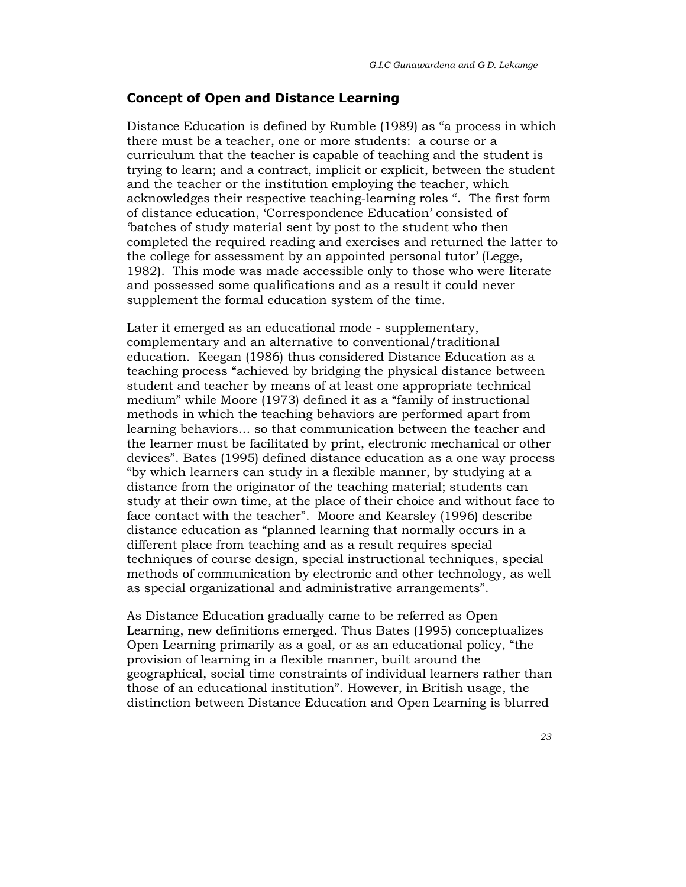## Concept of Open and Distance Learning

Distance Education is defined by Rumble (1989) as "a process in which there must be a teacher, one or more students: a course or a curriculum that the teacher is capable of teaching and the student is trying to learn; and a contract, implicit or explicit, between the student and the teacher or the institution employing the teacher, which acknowledges their respective teaching-learning roles ". The first form of distance education, 'Correspondence Education' consisted of 'batches of study material sent by post to the student who then completed the required reading and exercises and returned the latter to the college for assessment by an appointed personal tutor' (Legge, 1982). This mode was made accessible only to those who were literate and possessed some qualifications and as a result it could never supplement the formal education system of the time.

Later it emerged as an educational mode - supplementary, complementary and an alternative to conventional/traditional education. Keegan (1986) thus considered Distance Education as a teaching process "achieved by bridging the physical distance between student and teacher by means of at least one appropriate technical medium" while Moore (1973) defined it as a "family of instructional methods in which the teaching behaviors are performed apart from learning behaviors… so that communication between the teacher and the learner must be facilitated by print, electronic mechanical or other devices". Bates (1995) defined distance education as a one way process "by which learners can study in a flexible manner, by studying at a distance from the originator of the teaching material; students can study at their own time, at the place of their choice and without face to face contact with the teacher". Moore and Kearsley (1996) describe distance education as "planned learning that normally occurs in a different place from teaching and as a result requires special techniques of course design, special instructional techniques, special methods of communication by electronic and other technology, as well as special organizational and administrative arrangements".

As Distance Education gradually came to be referred as Open Learning, new definitions emerged. Thus Bates (1995) conceptualizes Open Learning primarily as a goal, or as an educational policy, "the provision of learning in a flexible manner, built around the geographical, social time constraints of individual learners rather than those of an educational institution". However, in British usage, the distinction between Distance Education and Open Learning is blurred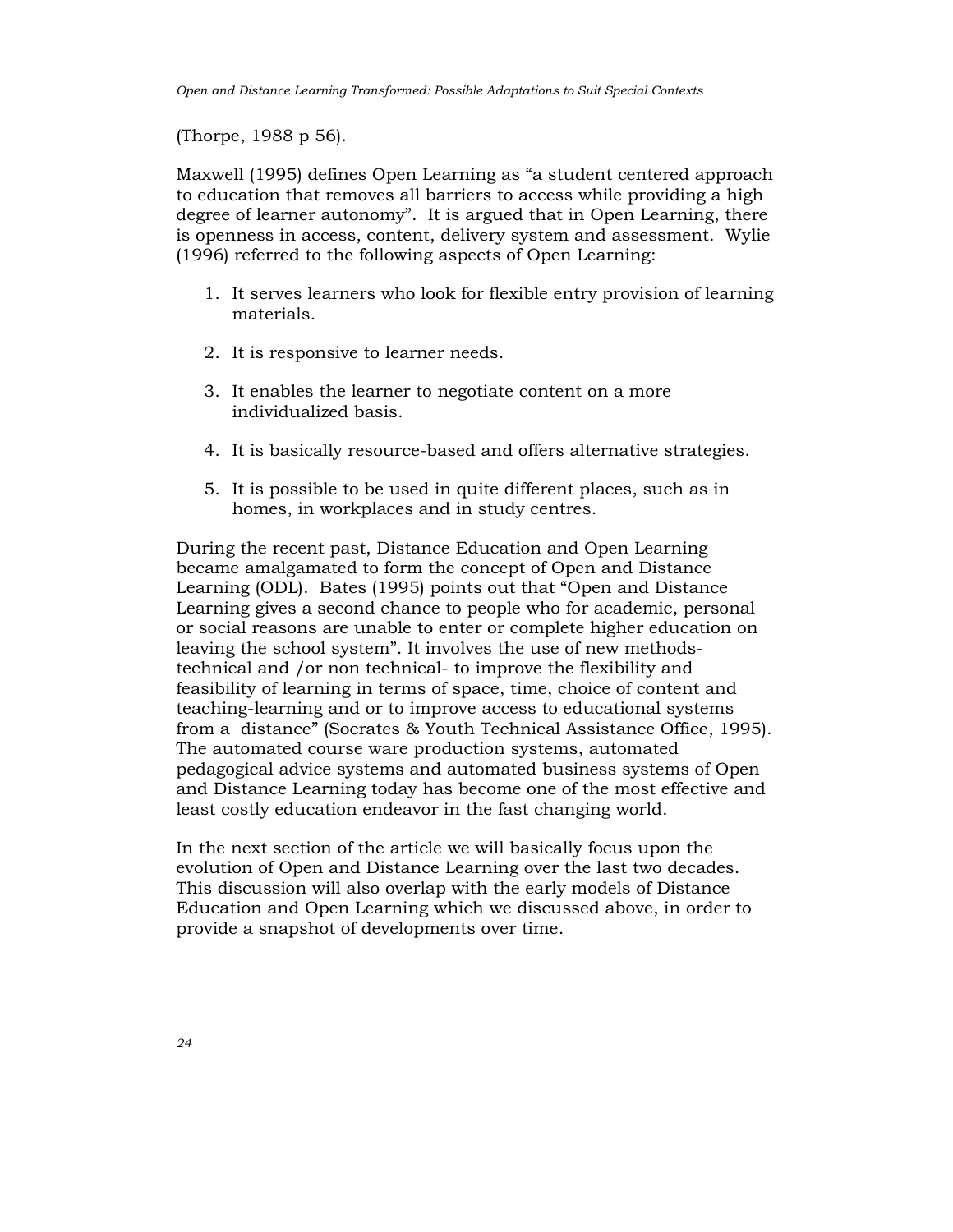(Thorpe, 1988 p 56).

Maxwell (1995) defines Open Learning as "a student centered approach to education that removes all barriers to access while providing a high degree of learner autonomy". It is argued that in Open Learning, there is openness in access, content, delivery system and assessment. Wylie (1996) referred to the following aspects of Open Learning:

1. It serves learners who look for flexible entry provision of learning materials.

2. It is responsive to learner needs.

3. It enables the learner to negotiate content on a more individualized basis.

4. It is basically resource-based and offers alternative strategies.

5. It is possible to be used in quite different places, such as in homes, in workplaces and in study centres.

During the recent past, Distance Education and Open Learning became amalgamated to form the concept of Open and Distance Learning (ODL). Bates (1995) points out that "Open and Distance Learning gives a second chance to people who for academic, personal or social reasons are unable to enter or complete higher education on leaving the school system". It involves the use of new methods- technical and /or non technical- to improve the flexibility and feasibility of learning in terms of space, time, choice of content and teaching-learning and or to improve access to educational systems from a distance" (Socrates & Youth Technical Assistance Office, 1995). The automated course ware production systems, automated pedagogical advice systems and automated business systems of Open and Distance Learning today has become one of the most effective and least costly education endeavor in the fast changing world.

In the next section of the article we will basically focus upon the evolution of Open and Distance Learning over the last two decades. This discussion will also overlap with the early models of Distance Education and Open Learning which we discussed above, in order to provide a snapshot of developments over time.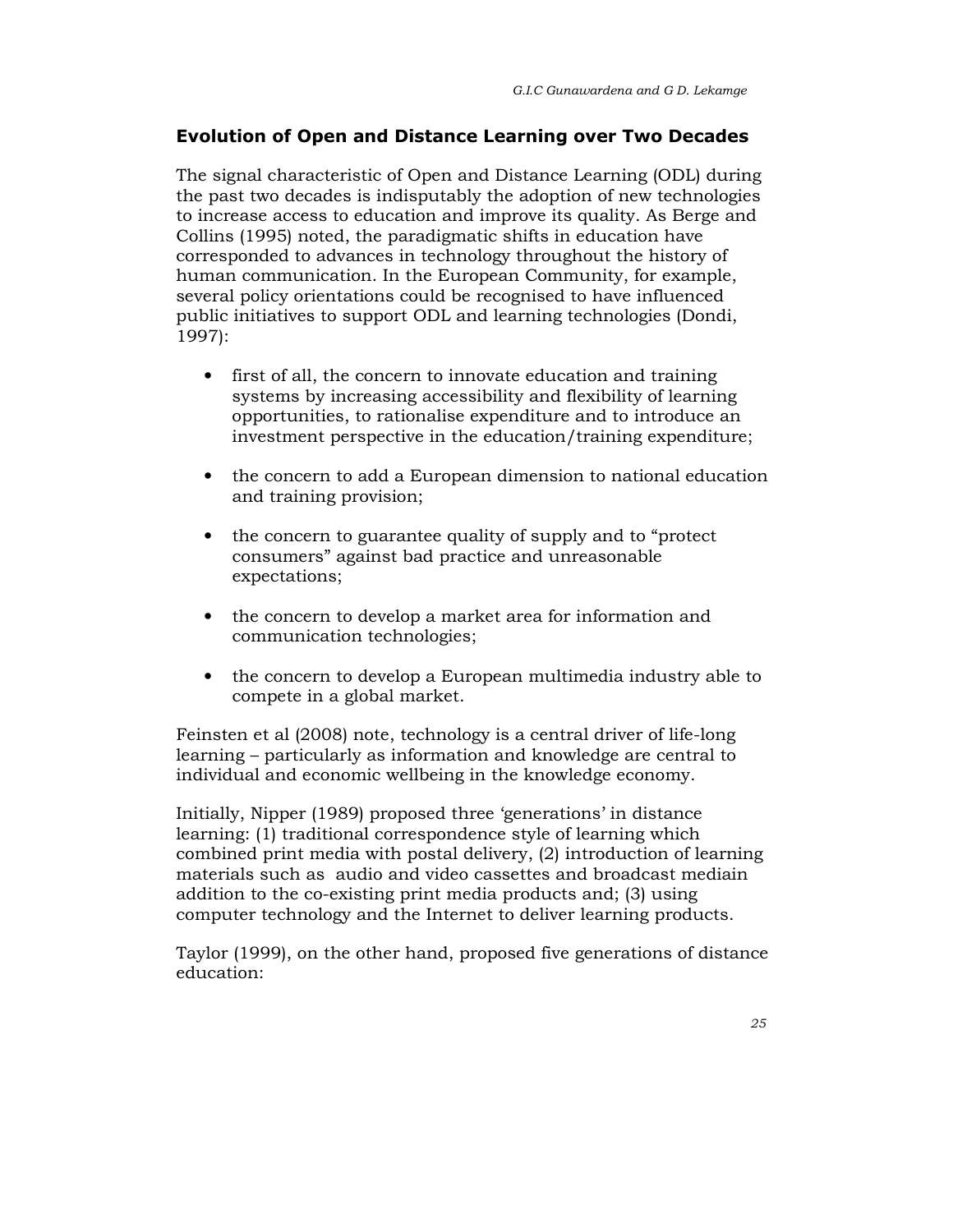## Evolution of Open and Distance Learning over Two Decades

The signal characteristic of Open and Distance Learning (ODL) during the past two decades is indisputably the adoption of new technologies to increase access to education and improve its quality. As Berge and Collins (1995) noted, the paradigmatic shifts in education have corresponded to advances in technology throughout the history of human communication. In the European Community, for example, several policy orientations could be recognised to have influenced public initiatives to support ODL and learning technologies (Dondi, 1997):

- first of all, the concern to innovate education and training systems by increasing accessibility and flexibility of learning opportunities, to rationalise expenditure and to introduce an investment perspective in the education/training expenditure;
- the concern to add a European dimension to national education and training provision;
- the concern to guarantee quality of supply and to "protect consumers" against bad practice and unreasonable expectations;
- the concern to develop a market area for information and communication technologies;
- the concern to develop a European multimedia industry able to compete in a global market.

Feinsten et al (2008) note, technology is a central driver of life-long learning – particularly as information and knowledge are central to individual and economic wellbeing in the knowledge economy.

Initially, Nipper (1989) proposed three 'generations' in distance learning: (1) traditional correspondence style of learning which combined print media with postal delivery, (2) introduction of learning materials such as audio and video cassettes and broadcast mediain addition to the co-existing print media products and; (3) using computer technology and the Internet to deliver learning products.

Taylor (1999), on the other hand, proposed five generations of distance education: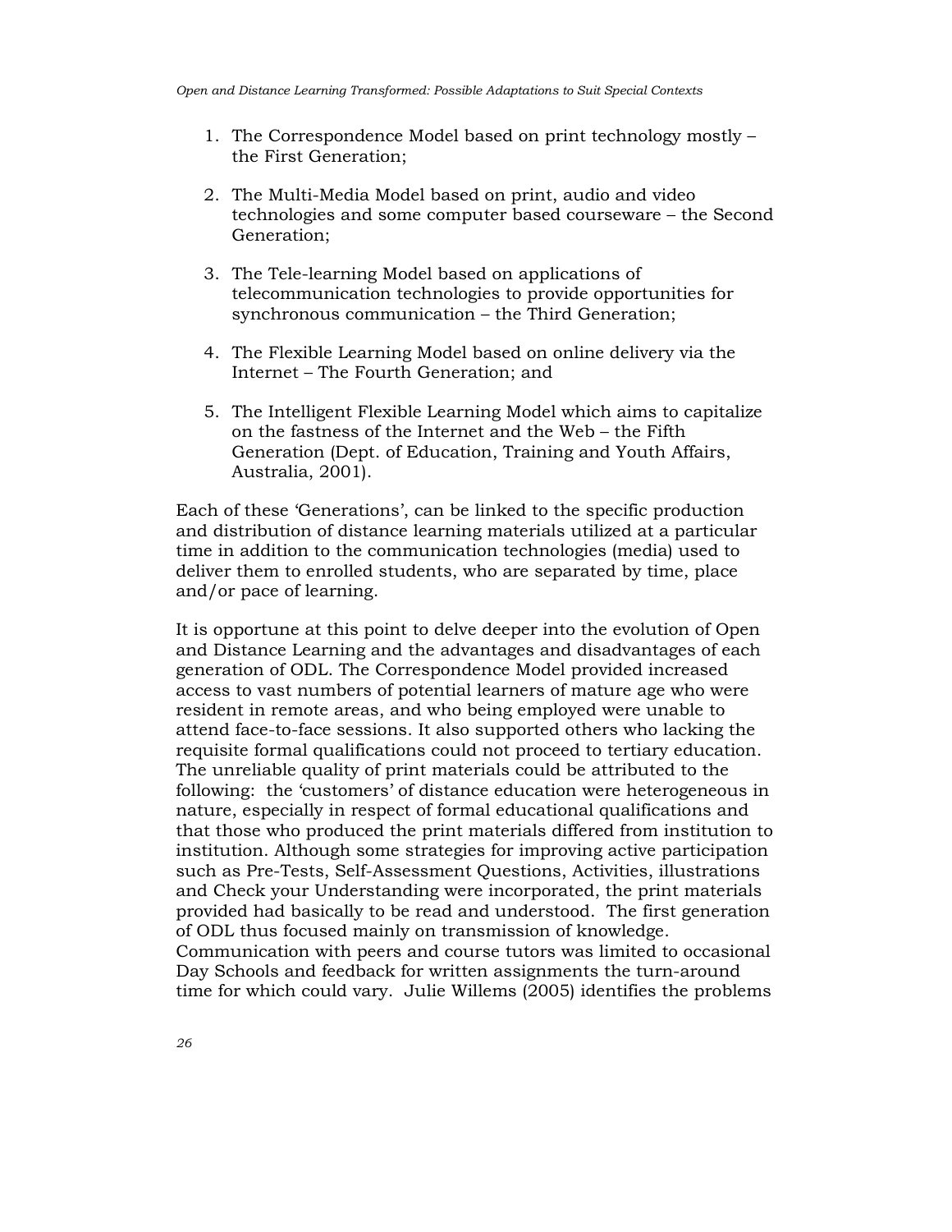1. The Correspondence Model based on print technology mostly – the First Generation;

2. The Multi-Media Model based on print, audio and video technologies and some computer based courseware – the Second Generation;

3. The Tele-learning Model based on applications of telecommunication technologies to provide opportunities for synchronous communication – the Third Generation;

4. The Flexible Learning Model based on online delivery via the Internet – The Fourth Generation; and

5. The Intelligent Flexible Learning Model which aims to capitalize on the fastness of the Internet and the Web – the Fifth Generation (Dept. of Education, Training and Youth Affairs, Australia, 2001).

Each of these 'Generations', can be linked to the specific production and distribution of distance learning materials utilized at a particular time in addition to the communication technologies (media) used to deliver them to enrolled students, who are separated by time, place and/or pace of learning.

It is opportune at this point to delve deeper into the evolution of Open and Distance Learning and the advantages and disadvantages of each generation of ODL. The Correspondence Model provided increased access to vast numbers of potential learners of mature age who were resident in remote areas, and who being employed were unable to attend face-to-face sessions. It also supported others who lacking the requisite formal qualifications could not proceed to tertiary education. The unreliable quality of print materials could be attributed to the following: the 'customers' of distance education were heterogeneous in nature, especially in respect of formal educational qualifications and that those who produced the print materials differed from institution to institution. Although some strategies for improving active participation such as Pre-Tests, Self-Assessment Questions, Activities, illustrations and Check your Understanding were incorporated, the print materials provided had basically to be read and understood. The first generation of ODL thus focused mainly on transmission of knowledge. Communication with peers and course tutors was limited to occasional Day Schools and feedback for written assignments the turn-around time for which could vary. Julie Willems (2005) identifies the problems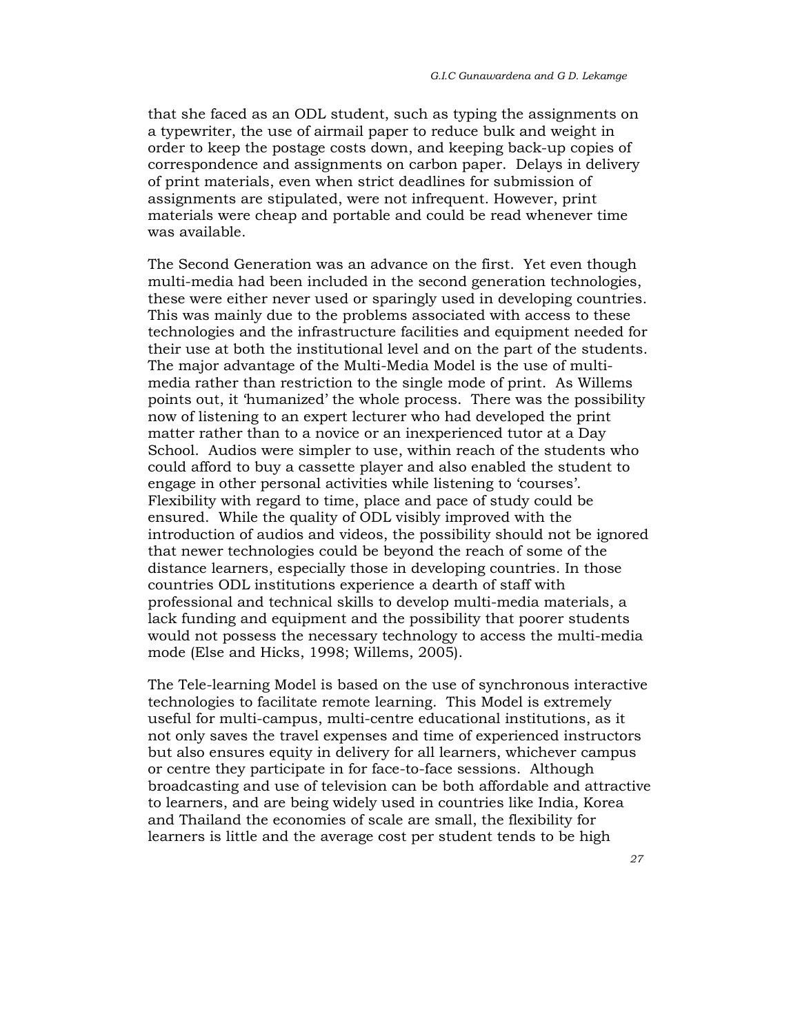that she faced as an ODL student, such as typing the assignments on a typewriter, the use of airmail paper to reduce bulk and weight in order to keep the postage costs down, and keeping back-up copies of correspondence and assignments on carbon paper. Delays in delivery of print materials, even when strict deadlines for submission of assignments are stipulated, were not infrequent. However, print materials were cheap and portable and could be read whenever time was available.

The Second Generation was an advance on the first. Yet even though multi-media had been included in the second generation technologies, these were either never used or sparingly used in developing countries. This was mainly due to the problems associated with access to these technologies and the infrastructure facilities and equipment needed for their use at both the institutional level and on the part of the students. The major advantage of the Multi-Media Model is the use of multi-media rather than restriction to the single mode of print. As Willems points out, it 'humanized' the whole process. There was the possibility now of listening to an expert lecturer who had developed the print matter rather than to a novice or an inexperienced tutor at a Day School. Audios were simpler to use, within reach of the students who could afford to buy a cassette player and also enabled the student to engage in other personal activities while listening to 'courses'. Flexibility with regard to time, place and pace of study could be ensured. While the quality of ODL visibly improved with the introduction of audios and videos, the possibility should not be ignored that newer technologies could be beyond the reach of some of the distance learners, especially those in developing countries. In those countries ODL institutions experience a dearth of staff with professional and technical skills to develop multi-media materials, a lack funding and equipment and the possibility that poorer students would not possess the necessary technology to access the multi-media mode (Else and Hicks, 1998; Willems, 2005).

The Tele-learning Model is based on the use of synchronous interactive technologies to facilitate remote learning. This Model is extremely useful for multi-campus, multi-centre educational institutions, as it not only saves the travel expenses and time of experienced instructors but also ensures equity in delivery for all learners, whichever campus or centre they participate in for face-to-face sessions. Although broadcasting and use of television can be both affordable and attractive to learners, and are being widely used in countries like India, Korea and Thailand the economies of scale are small, the flexibility for learners is little and the average cost per student tends to be high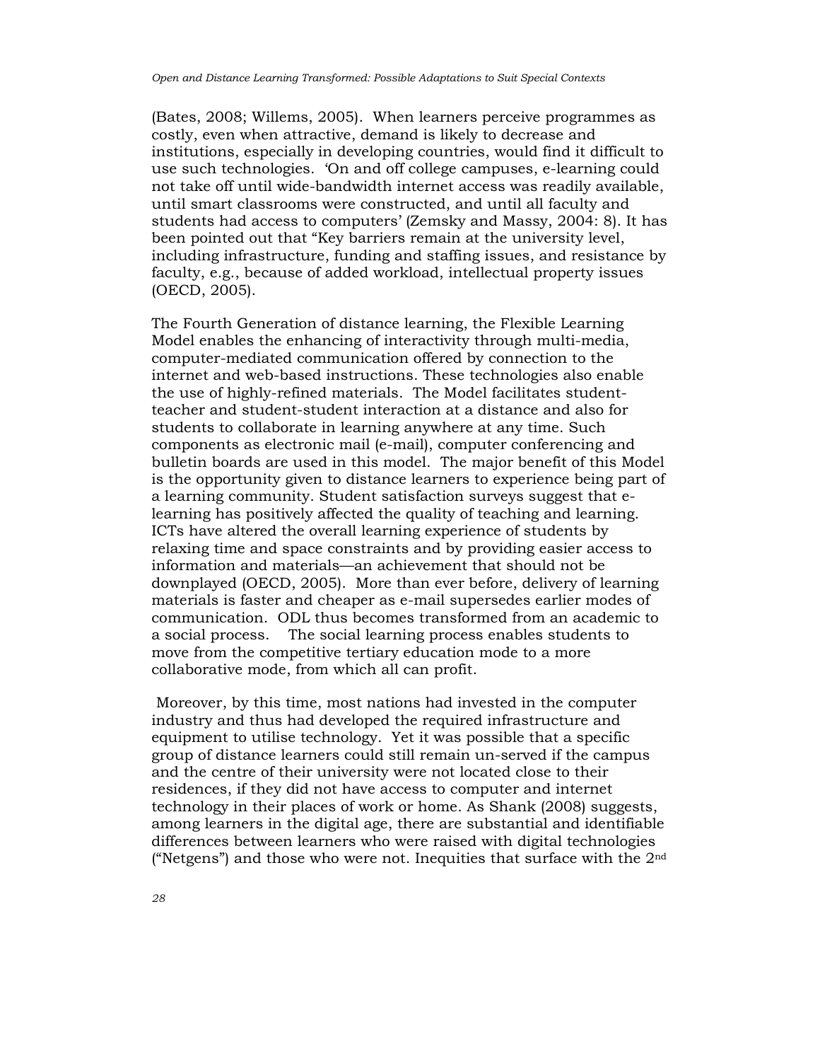(Bates, 2008; Willems, 2005). When learners perceive programmes as costly, even when attractive, demand is likely to decrease and institutions, especially in developing countries, would find it difficult to use such technologies. 'On and off college campuses, e-learning could not take off until wide-bandwidth internet access was readily available, until smart classrooms were constructed, and until all faculty and students had access to computers' (Zemsky and Massy, 2004: 8). It has been pointed out that "Key barriers remain at the university level, including infrastructure, funding and staffing issues, and resistance by faculty, e.g., because of added workload, intellectual property issues (OECD, 2005).

The Fourth Generation of distance learning, the Flexible Learning Model enables the enhancing of interactivity through multi-media, computer-mediated communication offered by connection to the internet and web-based instructions. These technologies also enable the use of highly-refined materials. The Model facilitates student-teacher and student-student interaction at a distance and also for students to collaborate in learning anywhere at any time. Such components as electronic mail (e-mail), computer conferencing and bulletin boards are used in this model. The major benefit of this Model is the opportunity given to distance learners to experience being part of a learning community. Student satisfaction surveys suggest that e-learning has positively affected the quality of teaching and learning. ICTs have altered the overall learning experience of students by relaxing time and space constraints and by providing easier access to information and materials—an achievement that should not be downplayed (OECD, 2005). More than ever before, delivery of learning materials is faster and cheaper as e-mail supersedes earlier modes of communication. ODL thus becomes transformed from an academic to a social process. The social learning process enables students to move from the competitive tertiary education mode to a more collaborative mode, from which all can profit.

Moreover, by this time, most nations had invested in the computer industry and thus had developed the required infrastructure and equipment to utilise technology. Yet it was possible that a specific group of distance learners could still remain un-served if the campus and the centre of their university were not located close to their residences, if they did not have access to computer and internet technology in their places of work or home. As Shank (2008) suggests, among learners in the digital age, there are substantial and identifiable differences between learners who were raised with digital technologies ("Netgens") and those who were not. Inequities that surface with the 2nd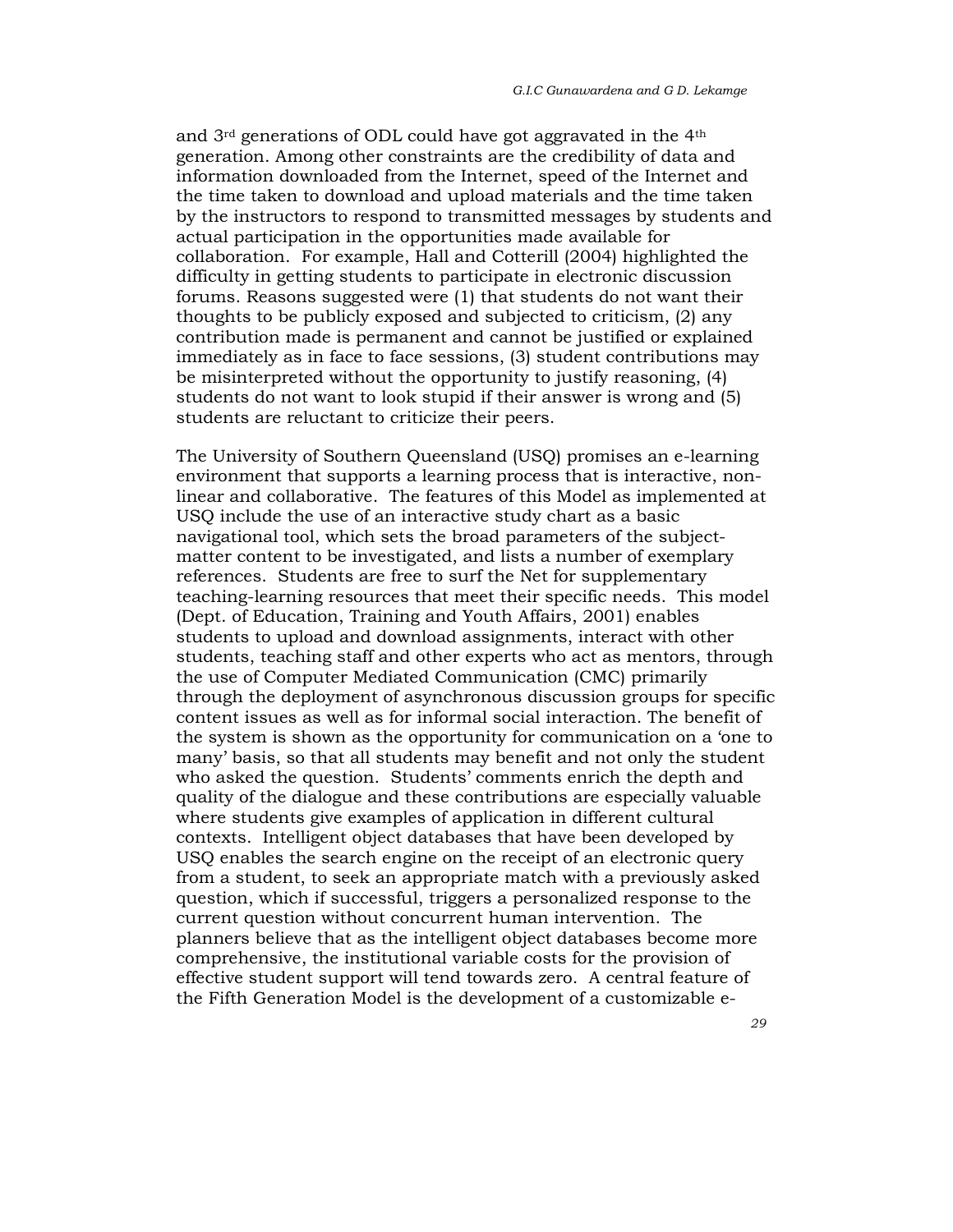and 3rd generations of ODL could have got aggravated in the 4th generation. Among other constraints are the credibility of data and information downloaded from the Internet, speed of the Internet and the time taken to download and upload materials and the time taken by the instructors to respond to transmitted messages by students and actual participation in the opportunities made available for collaboration. For example, Hall and Cotterill (2004) highlighted the difficulty in getting students to participate in electronic discussion forums. Reasons suggested were (1) that students do not want their thoughts to be publicly exposed and subjected to criticism, (2) any contribution made is permanent and cannot be justified or explained immediately as in face to face sessions, (3) student contributions may be misinterpreted without the opportunity to justify reasoning, (4) students do not want to look stupid if their answer is wrong and (5) students are reluctant to criticize their peers.

The University of Southern Queensland (USQ) promises an e-learning environment that supports a learning process that is interactive, non-linear and collaborative. The features of this Model as implemented at USQ include the use of an interactive study chart as a basic navigational tool, which sets the broad parameters of the subject-matter content to be investigated, and lists a number of exemplary references. Students are free to surf the Net for supplementary teaching-learning resources that meet their specific needs. This model (Dept. of Education, Training and Youth Affairs, 2001) enables students to upload and download assignments, interact with other students, teaching staff and other experts who act as mentors, through the use of Computer Mediated Communication (CMC) primarily through the deployment of asynchronous discussion groups for specific content issues as well as for informal social interaction. The benefit of the system is shown as the opportunity for communication on a 'one to many' basis, so that all students may benefit and not only the student who asked the question. Students' comments enrich the depth and quality of the dialogue and these contributions are especially valuable where students give examples of application in different cultural contexts. Intelligent object databases that have been developed by USQ enables the search engine on the receipt of an electronic query from a student, to seek an appropriate match with a previously asked question, which if successful, triggers a personalized response to the current question without concurrent human intervention. The planners believe that as the intelligent object databases become more comprehensive, the institutional variable costs for the provision of effective student support will tend towards zero. A central feature of the Fifth Generation Model is the development of a customizable e-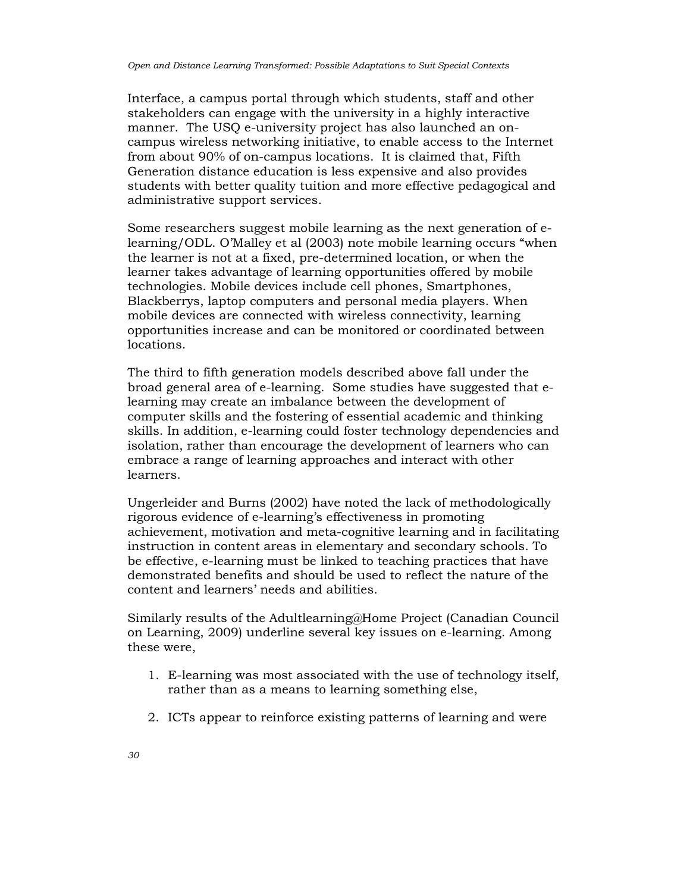Interface, a campus portal through which students, staff and other stakeholders can engage with the university in a highly interactive manner. The USQ e-university project has also launched an on-campus wireless networking initiative, to enable access to the Internet from about 90% of on-campus locations. It is claimed that, Fifth Generation distance education is less expensive and also provides students with better quality tuition and more effective pedagogical and administrative support services.

Some researchers suggest mobile learning as the next generation of e-learning/ODL. O'Malley et al (2003) note mobile learning occurs "when the learner is not at a fixed, pre-determined location, or when the learner takes advantage of learning opportunities offered by mobile technologies. Mobile devices include cell phones, Smartphones, Blackberrys, laptop computers and personal media players. When mobile devices are connected with wireless connectivity, learning opportunities increase and can be monitored or coordinated between locations.

The third to fifth generation models described above fall under the broad general area of e-learning. Some studies have suggested that e-learning may create an imbalance between the development of computer skills and the fostering of essential academic and thinking skills. In addition, e-learning could foster technology dependencies and isolation, rather than encourage the development of learners who can embrace a range of learning approaches and interact with other learners.

Ungerleider and Burns (2002) have noted the lack of methodologically rigorous evidence of e-learning's effectiveness in promoting achievement, motivation and meta-cognitive learning and in facilitating instruction in content areas in elementary and secondary schools. To be effective, e-learning must be linked to teaching practices that have demonstrated benefits and should be used to reflect the nature of the content and learners' needs and abilities.

Similarly results of the Adultlearning@Home Project (Canadian Council on Learning, 2009) underline several key issues on e-learning. Among these were,

1. E-learning was most associated with the use of technology itself, rather than as a means to learning something else,

2. ICTs appear to reinforce existing patterns of learning and were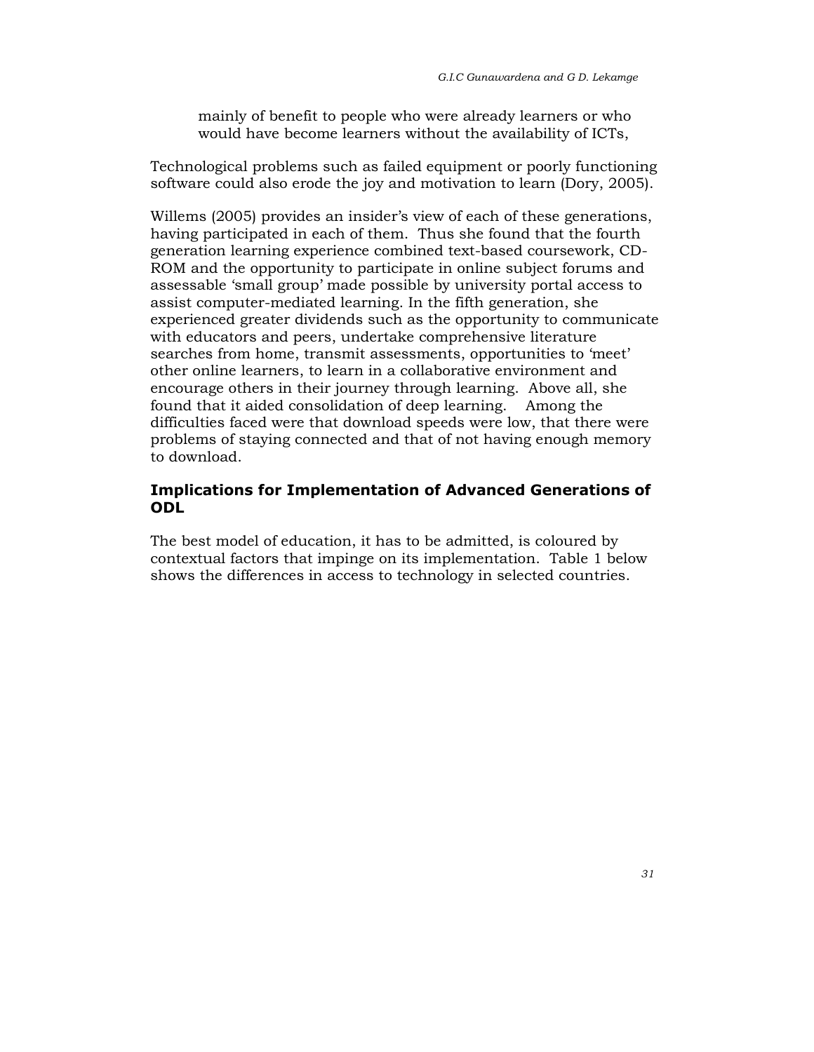mainly of benefit to people who were already learners or who would have become learners without the availability of ICTs,

Technological problems such as failed equipment or poorly functioning software could also erode the joy and motivation to learn (Dory, 2005).

Willems (2005) provides an insider's view of each of these generations, having participated in each of them. Thus she found that the fourth generation learning experience combined text-based coursework, CD-ROM and the opportunity to participate in online subject forums and assessable 'small group' made possible by university portal access to assist computer-mediated learning. In the fifth generation, she experienced greater dividends such as the opportunity to communicate with educators and peers, undertake comprehensive literature searches from home, transmit assessments, opportunities to 'meet' other online learners, to learn in a collaborative environment and encourage others in their journey through learning. Above all, she found that it aided consolidation of deep learning. Among the difficulties faced were that download speeds were low, that there were problems of staying connected and that of not having enough memory to download.

## Implications for Implementation of Advanced Generations of ODL

The best model of education, it has to be admitted, is coloured by contextual factors that impinge on its implementation. Table 1 below shows the differences in access to technology in selected countries.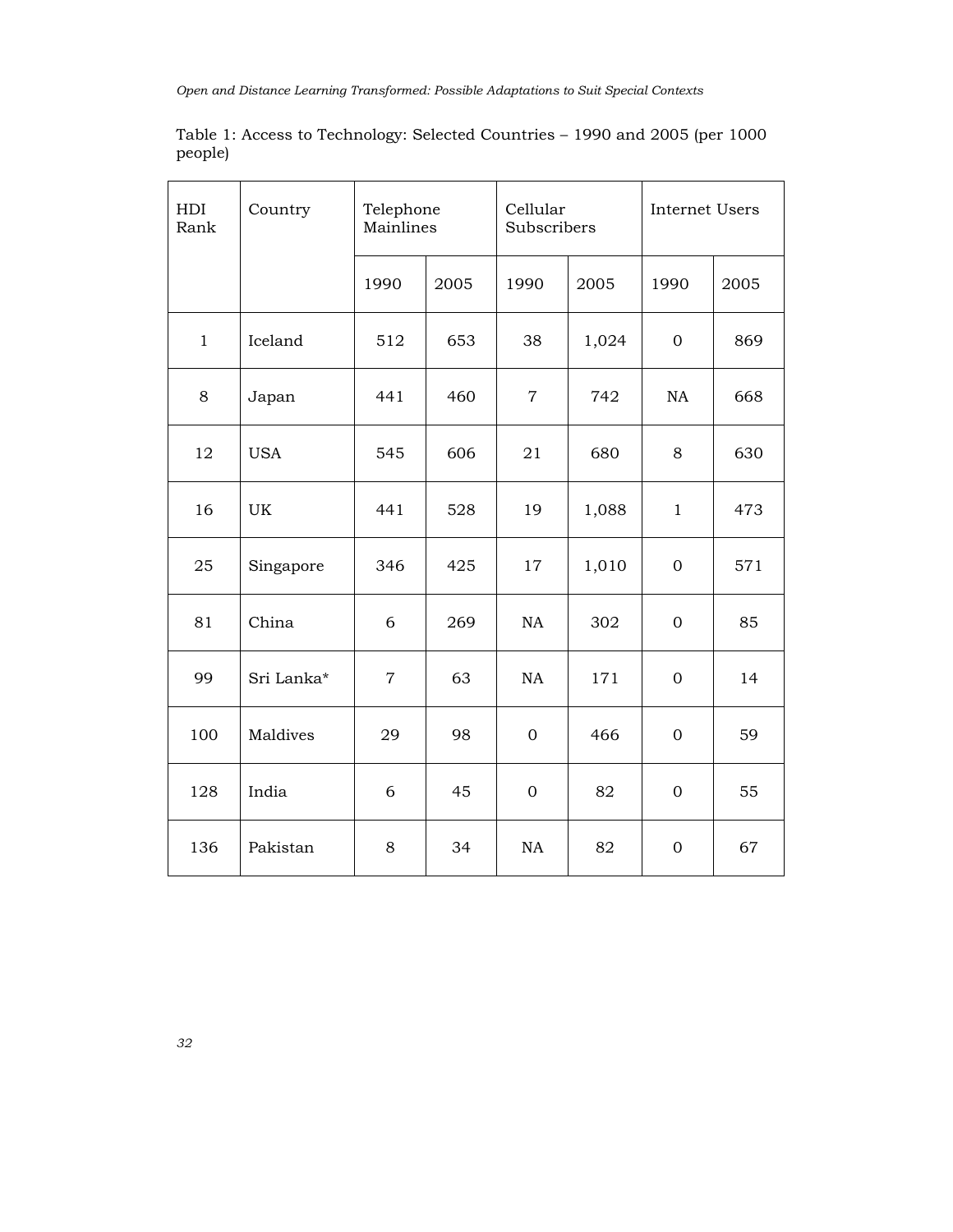Table 1: Access to Technology: Selected Countries – 1990 and 2005 (per 1000 people)

| HDI Rank | Country | Telephone Mainlines | | Cellular Subscribers | | Internet Users | |
|---|---|---|---|---|---|---|---|
| | | 1990 | 2005 | 1990 | 2005 | 1990 | 2005 |
| 1 | Iceland | 512 | 653 | 38 | 1,024 | 0 | 869 |
| 8 | Japan | 441 | 460 | 7 | 742 | NA | 668 |
| 12 | USA | 545 | 606 | 21 | 680 | 8 | 630 |
| 16 | UK | 441 | 528 | 19 | 1,088 | 1 | 473 |
| 25 | Singapore | 346 | 425 | 17 | 1,010 | 0 | 571 |
| 81 | China | 6 | 269 | NA | 302 | 0 | 85 |
| 99 | Sri Lanka* | 7 | 63 | NA | 171 | 0 | 14 |
| 100 | Maldives | 29 | 98 | 0 | 466 | 0 | 59 |
| 128 | India | 6 | 45 | 0 | 82 | 0 | 55 |
| 136 | Pakistan | 8 | 34 | NA | 82 | 0 | 67 |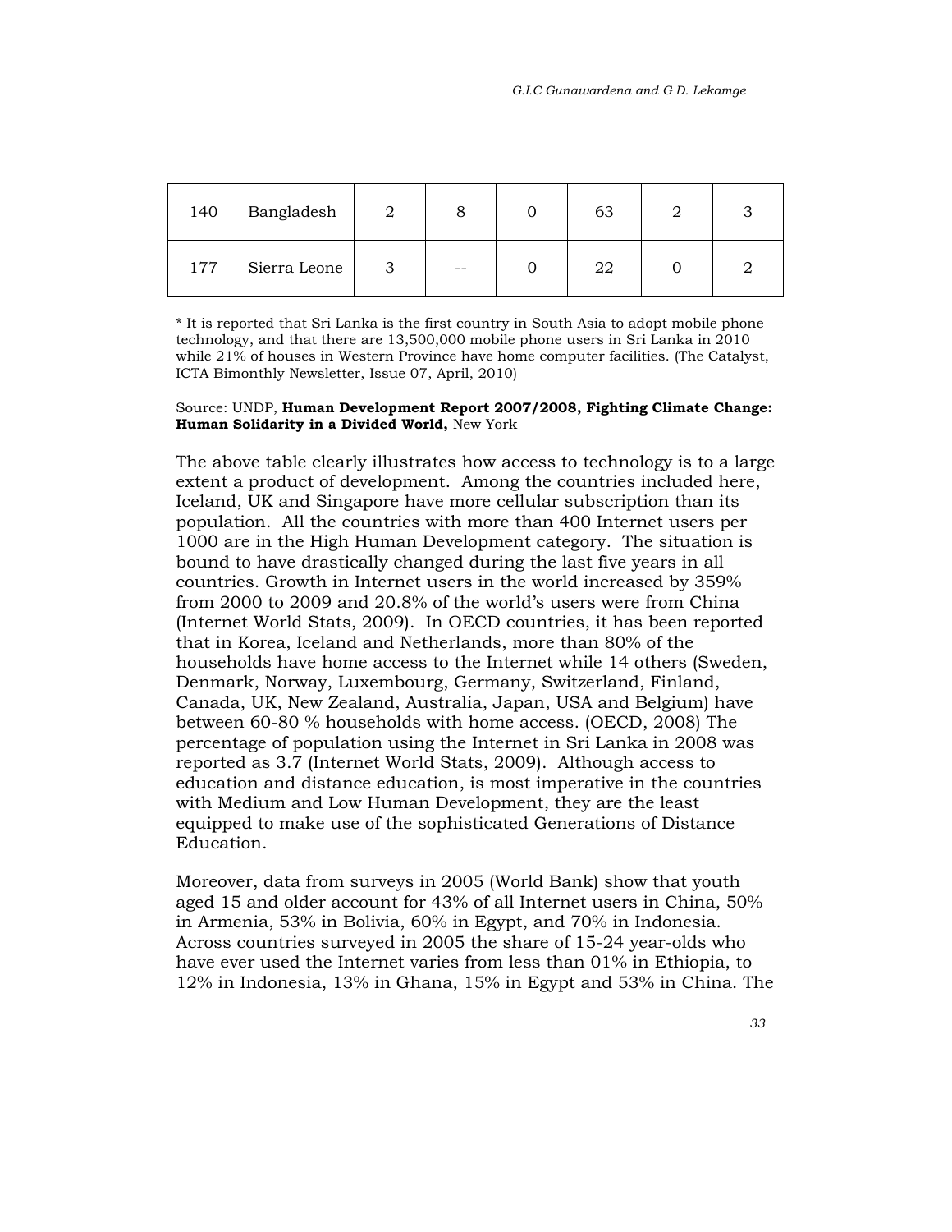| 140 | Bangladesh | 2 | 8 | 0 | 63 | 2 | 3 |
|---|---|---|---|---|---|---|---|
| 177 | Sierra Leone | 3 | -- | 0 | 22 | 0 | 2 |

* It is reported that Sri Lanka is the first country in South Asia to adopt mobile phone technology, and that there are 13,500,000 mobile phone users in Sri Lanka in 2010 while 21% of houses in Western Province have home computer facilities. (The Catalyst, ICTA Bimonthly Newsletter, Issue 07, April, 2010)

Source: UNDP, **Human Development Report 2007/2008, Fighting Climate Change: Human Solidarity in a Divided World,** New York

The above table clearly illustrates how access to technology is to a large extent a product of development. Among the countries included here, Iceland, UK and Singapore have more cellular subscription than its population. All the countries with more than 400 Internet users per 1000 are in the High Human Development category. The situation is bound to have drastically changed during the last five years in all countries. Growth in Internet users in the world increased by 359% from 2000 to 2009 and 20.8% of the world's users were from China (Internet World Stats, 2009). In OECD countries, it has been reported that in Korea, Iceland and Netherlands, more than 80% of the households have home access to the Internet while 14 others (Sweden, Denmark, Norway, Luxembourg, Germany, Switzerland, Finland, Canada, UK, New Zealand, Australia, Japan, USA and Belgium) have between 60-80 % households with home access. (OECD, 2008) The percentage of population using the Internet in Sri Lanka in 2008 was reported as 3.7 (Internet World Stats, 2009). Although access to education and distance education, is most imperative in the countries with Medium and Low Human Development, they are the least equipped to make use of the sophisticated Generations of Distance Education.

Moreover, data from surveys in 2005 (World Bank) show that youth aged 15 and older account for 43% of all Internet users in China, 50% in Armenia, 53% in Bolivia, 60% in Egypt, and 70% in Indonesia. Across countries surveyed in 2005 the share of 15-24 year-olds who have ever used the Internet varies from less than 01% in Ethiopia, to 12% in Indonesia, 13% in Ghana, 15% in Egypt and 53% in China. The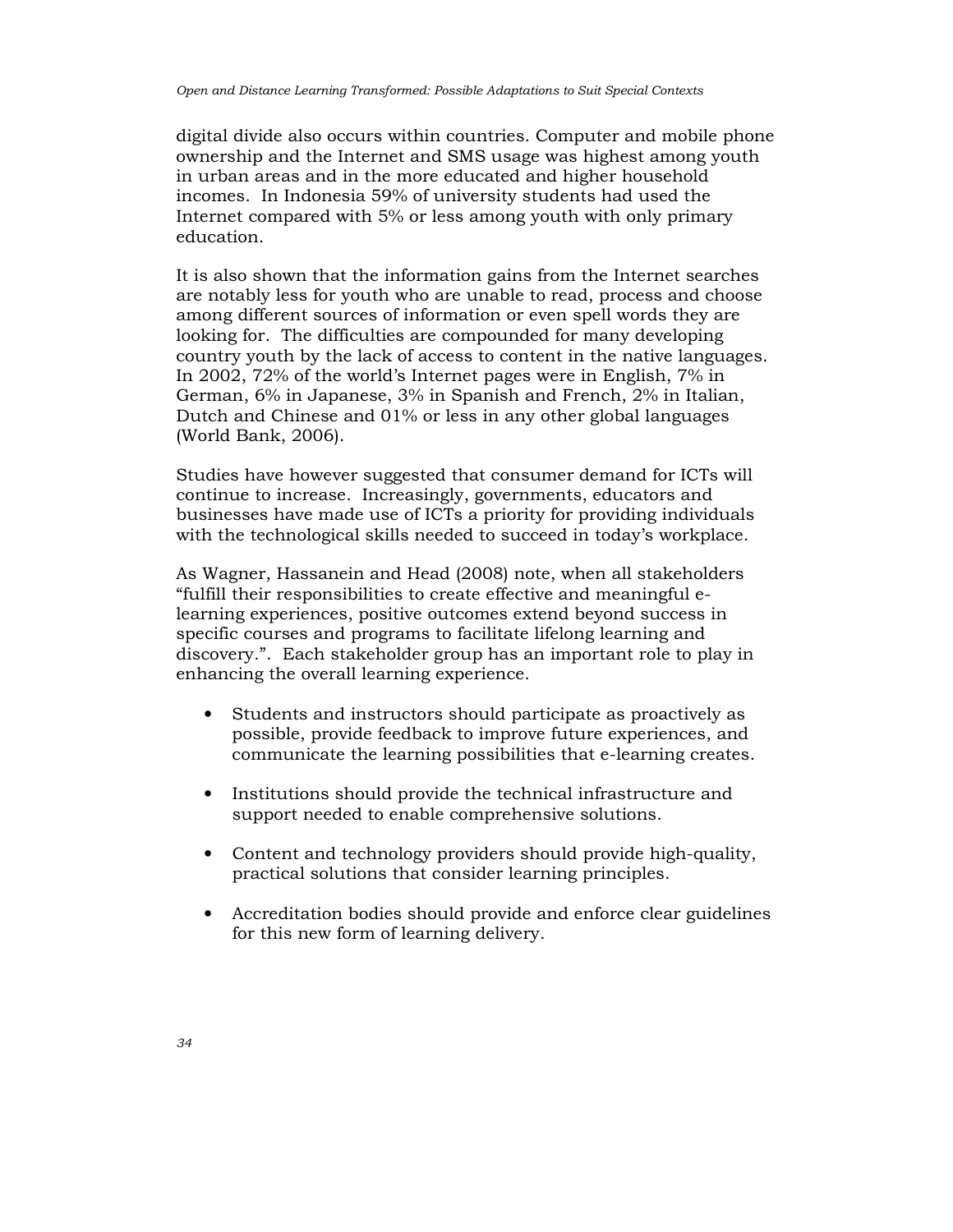digital divide also occurs within countries. Computer and mobile phone ownership and the Internet and SMS usage was highest among youth in urban areas and in the more educated and higher household incomes. In Indonesia 59% of university students had used the Internet compared with 5% or less among youth with only primary education.

It is also shown that the information gains from the Internet searches are notably less for youth who are unable to read, process and choose among different sources of information or even spell words they are looking for. The difficulties are compounded for many developing country youth by the lack of access to content in the native languages. In 2002, 72% of the world's Internet pages were in English, 7% in German, 6% in Japanese, 3% in Spanish and French, 2% in Italian, Dutch and Chinese and 01% or less in any other global languages (World Bank, 2006).

Studies have however suggested that consumer demand for ICTs will continue to increase. Increasingly, governments, educators and businesses have made use of ICTs a priority for providing individuals with the technological skills needed to succeed in today's workplace.

As Wagner, Hassanein and Head (2008) note, when all stakeholders "fulfill their responsibilities to create effective and meaningful e-learning experiences, positive outcomes extend beyond success in specific courses and programs to facilitate lifelong learning and discovery.". Each stakeholder group has an important role to play in enhancing the overall learning experience.

- Students and instructors should participate as proactively as possible, provide feedback to improve future experiences, and communicate the learning possibilities that e-learning creates.
- Institutions should provide the technical infrastructure and support needed to enable comprehensive solutions.
- Content and technology providers should provide high-quality, practical solutions that consider learning principles.
- Accreditation bodies should provide and enforce clear guidelines for this new form of learning delivery.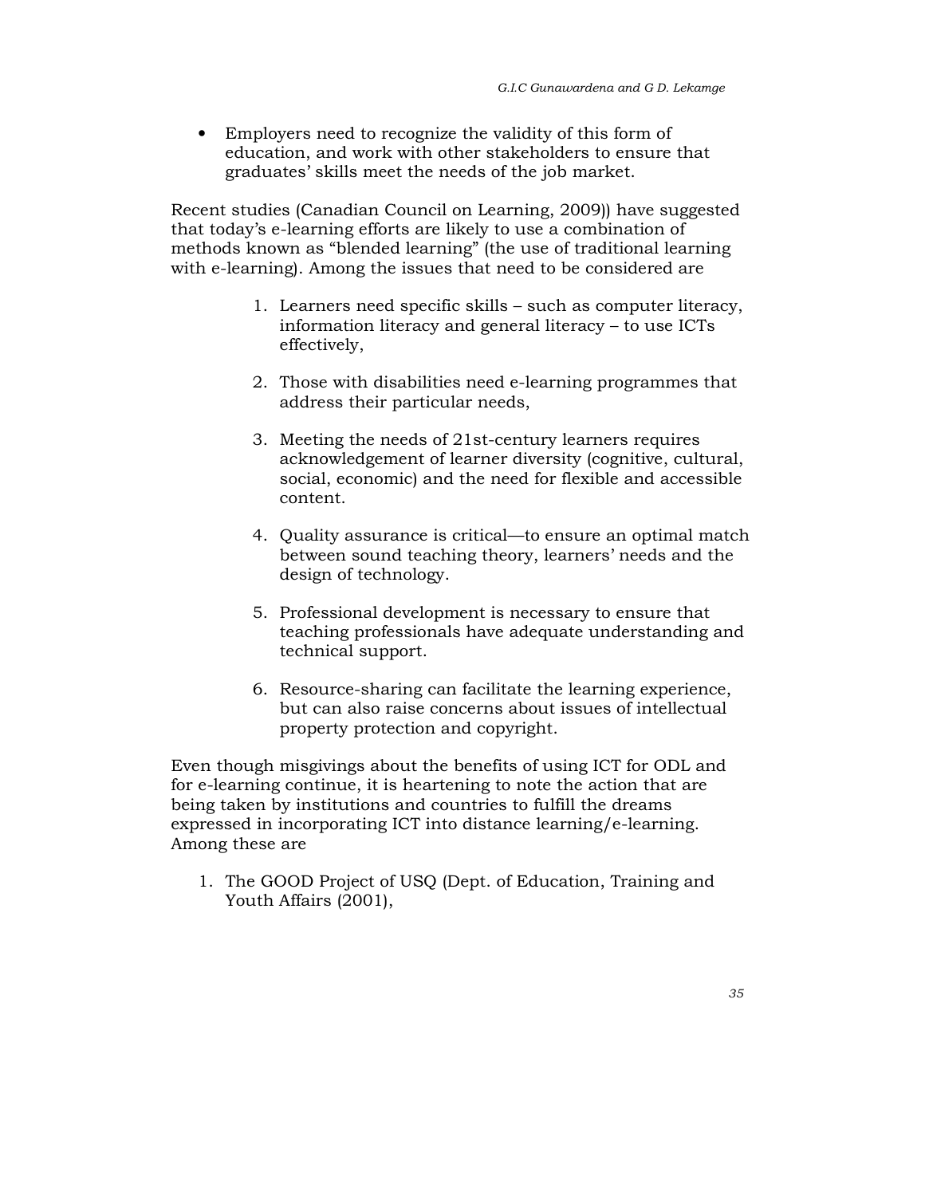- Employers need to recognize the validity of this form of education, and work with other stakeholders to ensure that graduates' skills meet the needs of the job market.

Recent studies (Canadian Council on Learning, 2009)) have suggested that today's e-learning efforts are likely to use a combination of methods known as "blended learning" (the use of traditional learning with e-learning). Among the issues that need to be considered are

1. Learners need specific skills – such as computer literacy, information literacy and general literacy – to use ICTs effectively,

2. Those with disabilities need e-learning programmes that address their particular needs,

3. Meeting the needs of 21st-century learners requires acknowledgement of learner diversity (cognitive, cultural, social, economic) and the need for flexible and accessible content.

4. Quality assurance is critical—to ensure an optimal match between sound teaching theory, learners' needs and the design of technology.

5. Professional development is necessary to ensure that teaching professionals have adequate understanding and technical support.

6. Resource-sharing can facilitate the learning experience, but can also raise concerns about issues of intellectual property protection and copyright.

Even though misgivings about the benefits of using ICT for ODL and for e-learning continue, it is heartening to note the action that are being taken by institutions and countries to fulfill the dreams expressed in incorporating ICT into distance learning/e-learning. Among these are

1. The GOOD Project of USQ (Dept. of Education, Training and Youth Affairs (2001),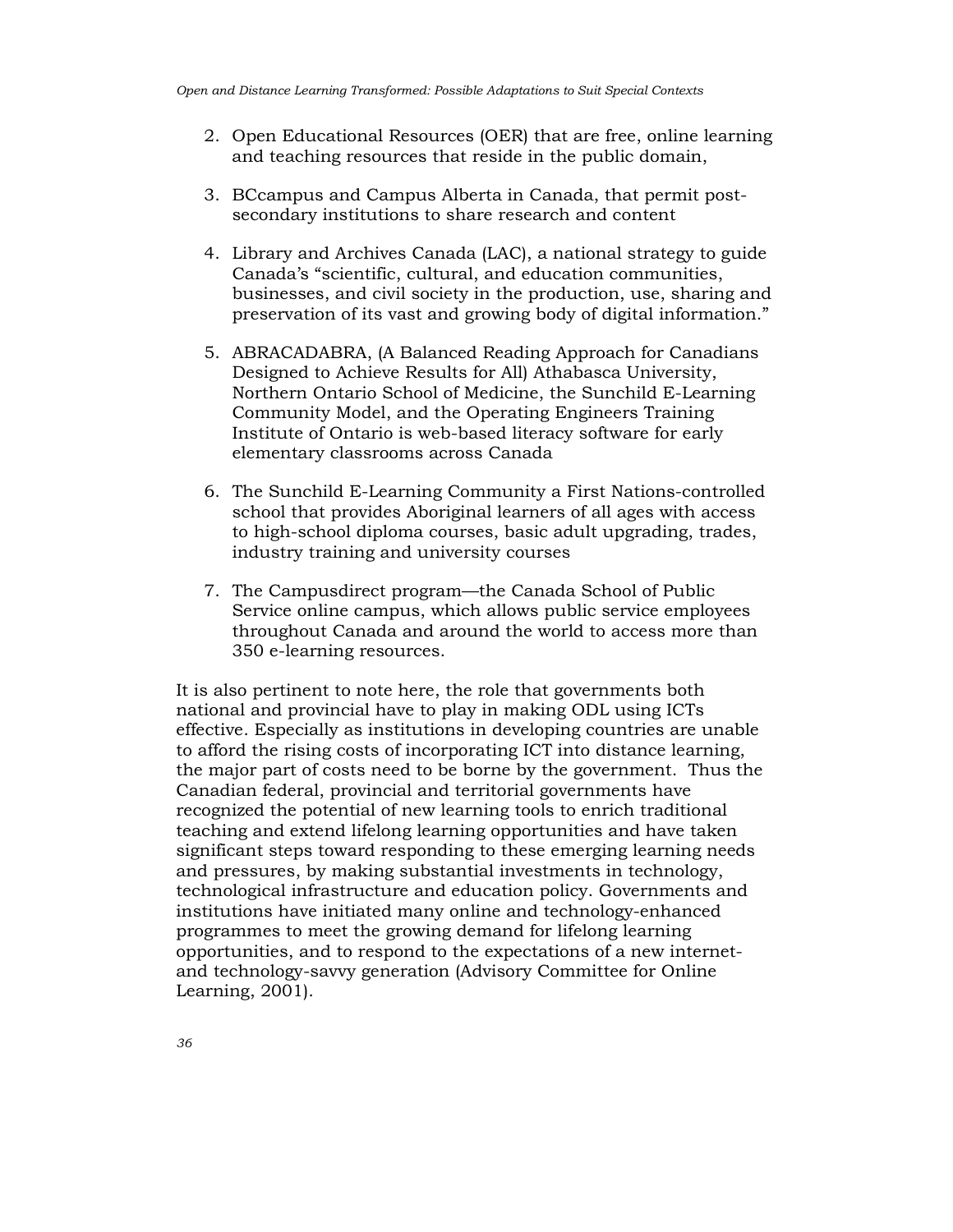2. Open Educational Resources (OER) that are free, online learning and teaching resources that reside in the public domain,

3. BCcampus and Campus Alberta in Canada, that permit post-secondary institutions to share research and content

4. Library and Archives Canada (LAC), a national strategy to guide Canada's "scientific, cultural, and education communities, businesses, and civil society in the production, use, sharing and preservation of its vast and growing body of digital information."

5. ABRACADABRA, (A Balanced Reading Approach for Canadians Designed to Achieve Results for All) Athabasca University, Northern Ontario School of Medicine, the Sunchild E-Learning Community Model, and the Operating Engineers Training Institute of Ontario is web-based literacy software for early elementary classrooms across Canada

6. The Sunchild E-Learning Community a First Nations-controlled school that provides Aboriginal learners of all ages with access to high-school diploma courses, basic adult upgrading, trades, industry training and university courses

7. The Campusdirect program—the Canada School of Public Service online campus, which allows public service employees throughout Canada and around the world to access more than 350 e-learning resources.

It is also pertinent to note here, the role that governments both national and provincial have to play in making ODL using ICTs effective. Especially as institutions in developing countries are unable to afford the rising costs of incorporating ICT into distance learning, the major part of costs need to be borne by the government. Thus the Canadian federal, provincial and territorial governments have recognized the potential of new learning tools to enrich traditional teaching and extend lifelong learning opportunities and have taken significant steps toward responding to these emerging learning needs and pressures, by making substantial investments in technology, technological infrastructure and education policy. Governments and institutions have initiated many online and technology-enhanced programmes to meet the growing demand for lifelong learning opportunities, and to respond to the expectations of a new internet- and technology-savvy generation (Advisory Committee for Online Learning, 2001).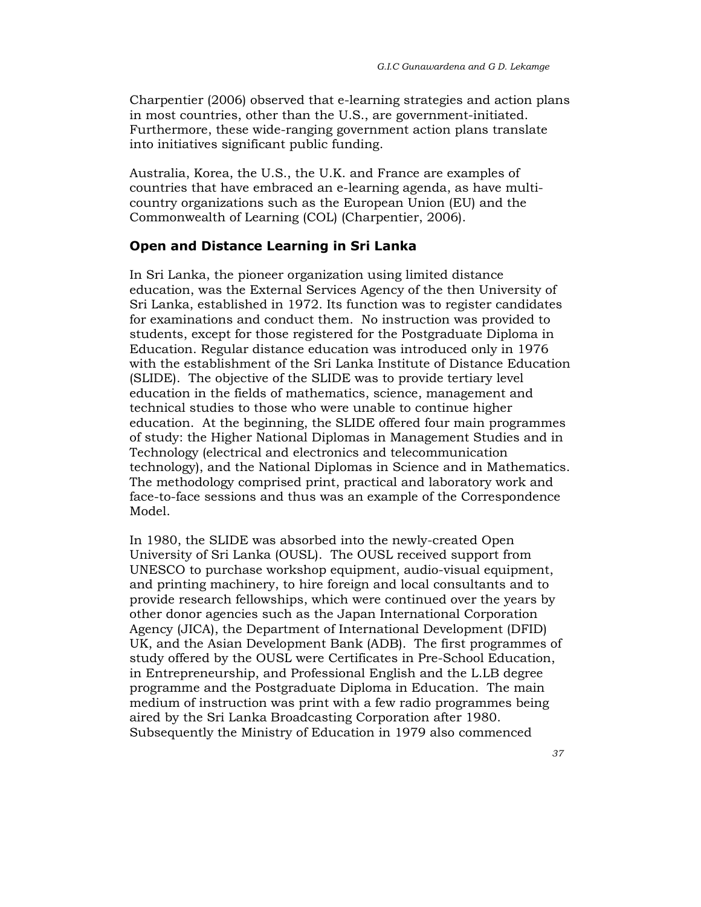Charpentier (2006) observed that e-learning strategies and action plans in most countries, other than the U.S., are government-initiated. Furthermore, these wide-ranging government action plans translate into initiatives significant public funding.

Australia, Korea, the U.S., the U.K. and France are examples of countries that have embraced an e-learning agenda, as have multi-country organizations such as the European Union (EU) and the Commonwealth of Learning (COL) (Charpentier, 2006).

## Open and Distance Learning in Sri Lanka

In Sri Lanka, the pioneer organization using limited distance education, was the External Services Agency of the then University of Sri Lanka, established in 1972. Its function was to register candidates for examinations and conduct them. No instruction was provided to students, except for those registered for the Postgraduate Diploma in Education. Regular distance education was introduced only in 1976 with the establishment of the Sri Lanka Institute of Distance Education (SLIDE). The objective of the SLIDE was to provide tertiary level education in the fields of mathematics, science, management and technical studies to those who were unable to continue higher education. At the beginning, the SLIDE offered four main programmes of study: the Higher National Diplomas in Management Studies and in Technology (electrical and electronics and telecommunication technology), and the National Diplomas in Science and in Mathematics. The methodology comprised print, practical and laboratory work and face-to-face sessions and thus was an example of the Correspondence Model.

In 1980, the SLIDE was absorbed into the newly-created Open University of Sri Lanka (OUSL). The OUSL received support from UNESCO to purchase workshop equipment, audio-visual equipment, and printing machinery, to hire foreign and local consultants and to provide research fellowships, which were continued over the years by other donor agencies such as the Japan International Corporation Agency (JICA), the Department of International Development (DFID) UK, and the Asian Development Bank (ADB). The first programmes of study offered by the OUSL were Certificates in Pre-School Education, in Entrepreneurship, and Professional English and the L.LB degree programme and the Postgraduate Diploma in Education. The main medium of instruction was print with a few radio programmes being aired by the Sri Lanka Broadcasting Corporation after 1980. Subsequently the Ministry of Education in 1979 also commenced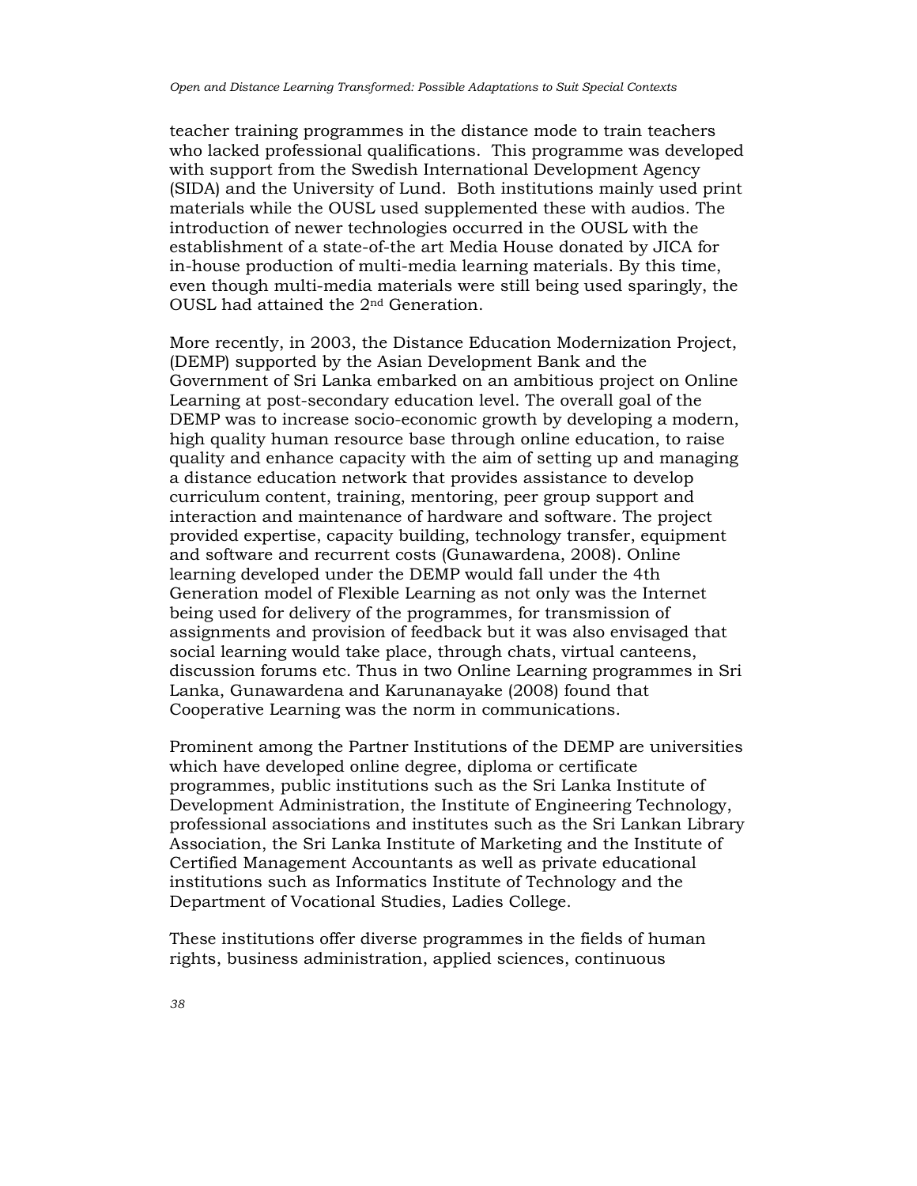teacher training programmes in the distance mode to train teachers who lacked professional qualifications. This programme was developed with support from the Swedish International Development Agency (SIDA) and the University of Lund. Both institutions mainly used print materials while the OUSL used supplemented these with audios. The introduction of newer technologies occurred in the OUSL with the establishment of a state-of-the art Media House donated by JICA for in-house production of multi-media learning materials. By this time, even though multi-media materials were still being used sparingly, the OUSL had attained the 2nd Generation.

More recently, in 2003, the Distance Education Modernization Project, (DEMP) supported by the Asian Development Bank and the Government of Sri Lanka embarked on an ambitious project on Online Learning at post-secondary education level. The overall goal of the DEMP was to increase socio-economic growth by developing a modern, high quality human resource base through online education, to raise quality and enhance capacity with the aim of setting up and managing a distance education network that provides assistance to develop curriculum content, training, mentoring, peer group support and interaction and maintenance of hardware and software. The project provided expertise, capacity building, technology transfer, equipment and software and recurrent costs (Gunawardena, 2008). Online learning developed under the DEMP would fall under the 4th Generation model of Flexible Learning as not only was the Internet being used for delivery of the programmes, for transmission of assignments and provision of feedback but it was also envisaged that social learning would take place, through chats, virtual canteens, discussion forums etc. Thus in two Online Learning programmes in Sri Lanka, Gunawardena and Karunanayake (2008) found that Cooperative Learning was the norm in communications.

Prominent among the Partner Institutions of the DEMP are universities which have developed online degree, diploma or certificate programmes, public institutions such as the Sri Lanka Institute of Development Administration, the Institute of Engineering Technology, professional associations and institutes such as the Sri Lankan Library Association, the Sri Lanka Institute of Marketing and the Institute of Certified Management Accountants as well as private educational institutions such as Informatics Institute of Technology and the Department of Vocational Studies, Ladies College.

These institutions offer diverse programmes in the fields of human rights, business administration, applied sciences, continuous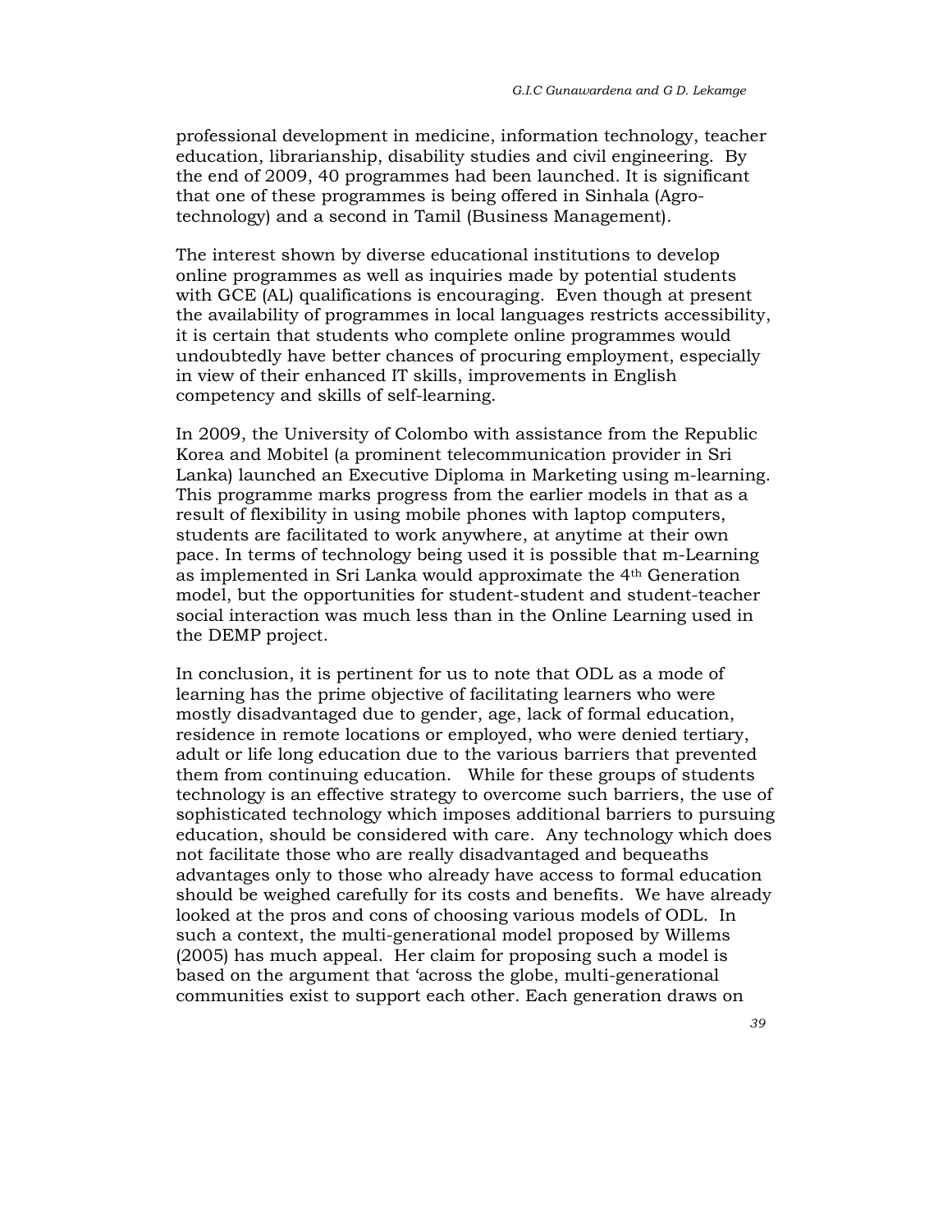professional development in medicine, information technology, teacher education, librarianship, disability studies and civil engineering. By the end of 2009, 40 programmes had been launched. It is significant that one of these programmes is being offered in Sinhala (Agro-technology) and a second in Tamil (Business Management).

The interest shown by diverse educational institutions to develop online programmes as well as inquiries made by potential students with GCE (AL) qualifications is encouraging. Even though at present the availability of programmes in local languages restricts accessibility, it is certain that students who complete online programmes would undoubtedly have better chances of procuring employment, especially in view of their enhanced IT skills, improvements in English competency and skills of self-learning.

In 2009, the University of Colombo with assistance from the Republic Korea and Mobitel (a prominent telecommunication provider in Sri Lanka) launched an Executive Diploma in Marketing using m-learning. This programme marks progress from the earlier models in that as a result of flexibility in using mobile phones with laptop computers, students are facilitated to work anywhere, at anytime at their own pace. In terms of technology being used it is possible that m-Learning as implemented in Sri Lanka would approximate the 4th Generation model, but the opportunities for student-student and student-teacher social interaction was much less than in the Online Learning used in the DEMP project.

In conclusion, it is pertinent for us to note that ODL as a mode of learning has the prime objective of facilitating learners who were mostly disadvantaged due to gender, age, lack of formal education, residence in remote locations or employed, who were denied tertiary, adult or life long education due to the various barriers that prevented them from continuing education. While for these groups of students technology is an effective strategy to overcome such barriers, the use of sophisticated technology which imposes additional barriers to pursuing education, should be considered with care. Any technology which does not facilitate those who are really disadvantaged and bequeaths advantages only to those who already have access to formal education should be weighed carefully for its costs and benefits. We have already looked at the pros and cons of choosing various models of ODL. In such a context, the multi-generational model proposed by Willems (2005) has much appeal. Her claim for proposing such a model is based on the argument that 'across the globe, multi-generational communities exist to support each other. Each generation draws on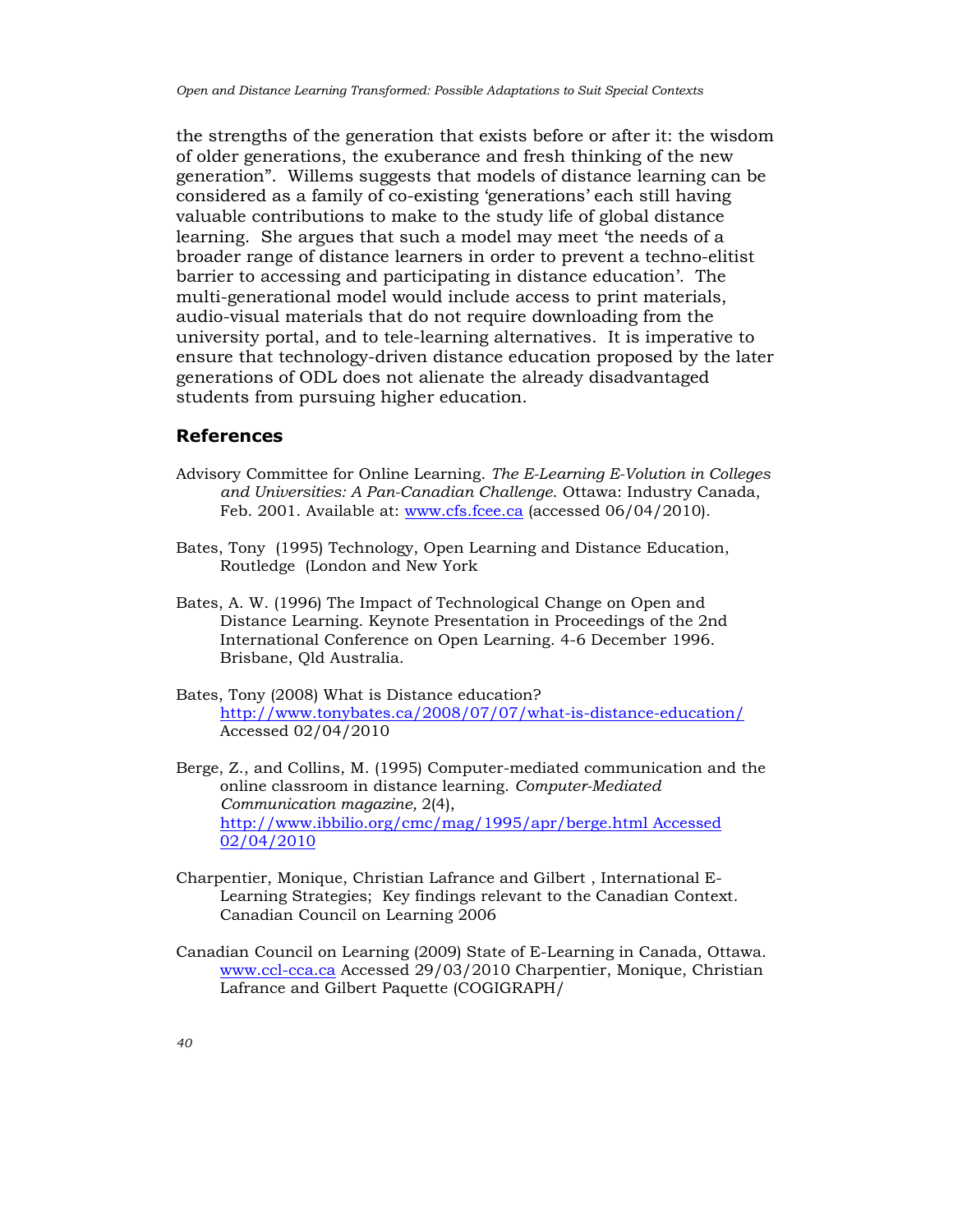the strengths of the generation that exists before or after it: the wisdom of older generations, the exuberance and fresh thinking of the new generation". Willems suggests that models of distance learning can be considered as a family of co-existing 'generations' each still having valuable contributions to make to the study life of global distance learning. She argues that such a model may meet 'the needs of a broader range of distance learners in order to prevent a techno-elitist barrier to accessing and participating in distance education'. The multi-generational model would include access to print materials, audio-visual materials that do not require downloading from the university portal, and to tele-learning alternatives. It is imperative to ensure that technology-driven distance education proposed by the later generations of ODL does not alienate the already disadvantaged students from pursuing higher education.

## References

Advisory Committee for Online Learning. *The E-Learning E-Volution in Colleges and Universities: A Pan-Canadian Challenge*. Ottawa: Industry Canada, Feb. 2001. Available at: www.cfs.fcee.ca (accessed 06/04/2010).

Bates, Tony (1995) Technology, Open Learning and Distance Education, Routledge (London and New York

Bates, A. W. (1996) The Impact of Technological Change on Open and Distance Learning. Keynote Presentation in Proceedings of the 2nd International Conference on Open Learning. 4-6 December 1996. Brisbane, Qld Australia.

Bates, Tony (2008) What is Distance education? http://www.tonybates.ca/2008/07/07/what-is-distance-education/ Accessed 02/04/2010

Berge, Z., and Collins, M. (1995) Computer-mediated communication and the online classroom in distance learning. *Computer-Mediated Communication magazine,* 2(4), http://www.ibbilio.org/cmc/mag/1995/apr/berge.html Accessed 02/04/2010

Charpentier, Monique, Christian Lafrance and Gilbert , International E-Learning Strategies; Key findings relevant to the Canadian Context. Canadian Council on Learning 2006

Canadian Council on Learning (2009) State of E-Learning in Canada, Ottawa. www.ccl-cca.ca Accessed 29/03/2010 Charpentier, Monique, Christian Lafrance and Gilbert Paquette (COGIGRAPH/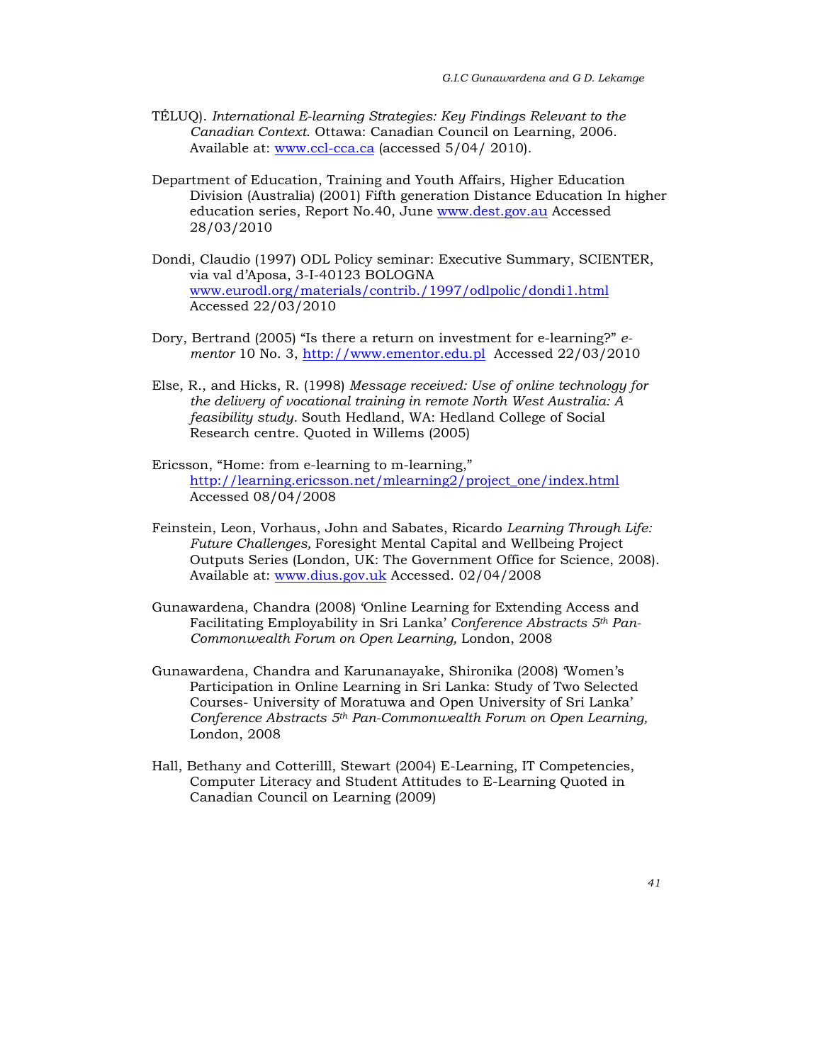TÉLUQ). *International E-learning Strategies: Key Findings Relevant to the Canadian Context*. Ottawa: Canadian Council on Learning, 2006. Available at: www.ccl-cca.ca (accessed 5/04/ 2010).

Department of Education, Training and Youth Affairs, Higher Education Division (Australia) (2001) Fifth generation Distance Education In higher education series, Report No.40, June www.dest.gov.au Accessed 28/03/2010

Dondi, Claudio (1997) ODL Policy seminar: Executive Summary, SCIENTER, via val d'Aposa, 3-I-40123 BOLOGNA www.eurodl.org/materials/contrib./1997/odlpolic/dondi1.html Accessed 22/03/2010

Dory, Bertrand (2005) "Is there a return on investment for e-learning?" *e-mentor* 10 No. 3, http://www.ementor.edu.pl Accessed 22/03/2010

Else, R., and Hicks, R. (1998) *Message received: Use of online technology for the delivery of vocational training in remote North West Australia: A feasibility study*. South Hedland, WA: Hedland College of Social Research centre. Quoted in Willems (2005)

Ericsson, "Home: from e-learning to m-learning," http://learning.ericsson.net/mlearning2/project_one/index.html Accessed 08/04/2008

Feinstein, Leon, Vorhaus, John and Sabates, Ricardo *Learning Through Life: Future Challenges,* Foresight Mental Capital and Wellbeing Project Outputs Series (London, UK: The Government Office for Science, 2008). Available at: www.dius.gov.uk Accessed. 02/04/2008

Gunawardena, Chandra (2008) 'Online Learning for Extending Access and Facilitating Employability in Sri Lanka' *Conference Abstracts 5th Pan-Commonwealth Forum on Open Learning,* London, 2008

Gunawardena, Chandra and Karunanayake, Shironika (2008) 'Women's Participation in Online Learning in Sri Lanka: Study of Two Selected Courses- University of Moratuwa and Open University of Sri Lanka' *Conference Abstracts 5th Pan-Commonwealth Forum on Open Learning,* London, 2008

Hall, Bethany and Cotterilll, Stewart (2004) E-Learning, IT Competencies, Computer Literacy and Student Attitudes to E-Learning Quoted in Canadian Council on Learning (2009)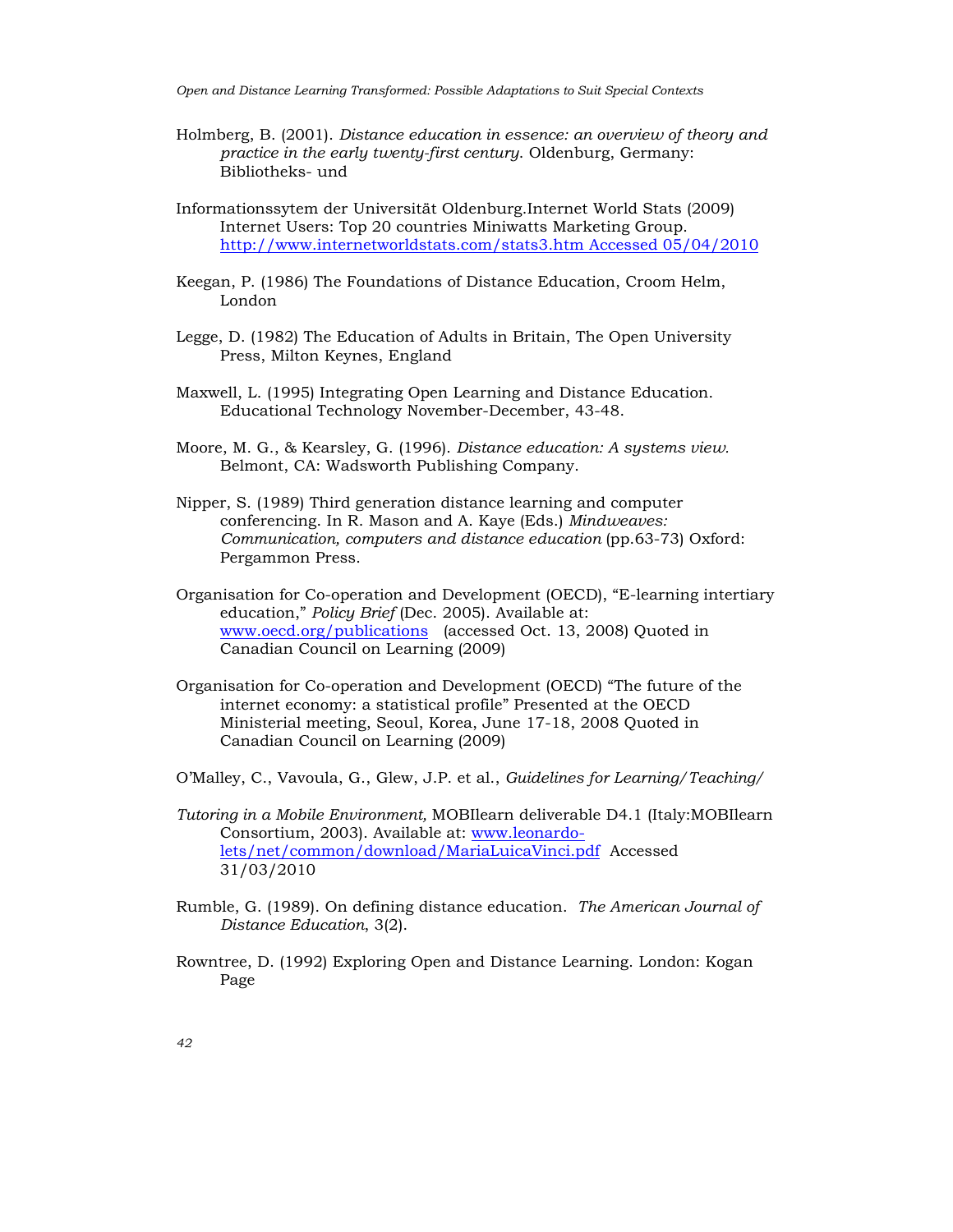Holmberg, B. (2001). *Distance education in essence: an overview of theory and practice in the early twenty-first century.* Oldenburg, Germany: Bibliotheks- und

Informationssytem der Universität Oldenburg.Internet World Stats (2009) Internet Users: Top 20 countries Miniwatts Marketing Group. http://www.internetworldstats.com/stats3.htm Accessed 05/04/2010

Keegan, P. (1986) The Foundations of Distance Education, Croom Helm, London

Legge, D. (1982) The Education of Adults in Britain, The Open University Press, Milton Keynes, England

Maxwell, L. (1995) Integrating Open Learning and Distance Education. Educational Technology November-December, 43-48.

Moore, M. G., & Kearsley, G. (1996). *Distance education: A systems view.* Belmont, CA: Wadsworth Publishing Company.

Nipper, S. (1989) Third generation distance learning and computer conferencing. In R. Mason and A. Kaye (Eds.) *Mindweaves: Communication, computers and distance education* (pp.63-73) Oxford: Pergammon Press.

Organisation for Co-operation and Development (OECD), "E-learning intertiary education," *Policy Brief* (Dec. 2005). Available at: www.oecd.org/publications (accessed Oct. 13, 2008) Quoted in Canadian Council on Learning (2009)

Organisation for Co-operation and Development (OECD) "The future of the internet economy: a statistical profile" Presented at the OECD Ministerial meeting, Seoul, Korea, June 17-18, 2008 Quoted in Canadian Council on Learning (2009)

O'Malley, C., Vavoula, G., Glew, J.P. et al., *Guidelines for Learning/Teaching/*

*Tutoring in a Mobile Environment,* MOBIlearn deliverable D4.1 (Italy:MOBIlearn Consortium, 2003). Available at: www.leonardo-lets/net/common/download/MariaLuicaVinci.pdf Accessed 31/03/2010

Rumble, G. (1989). On defining distance education. *The American Journal of Distance Education*, 3(2).

Rowntree, D. (1992) Exploring Open and Distance Learning. London: Kogan Page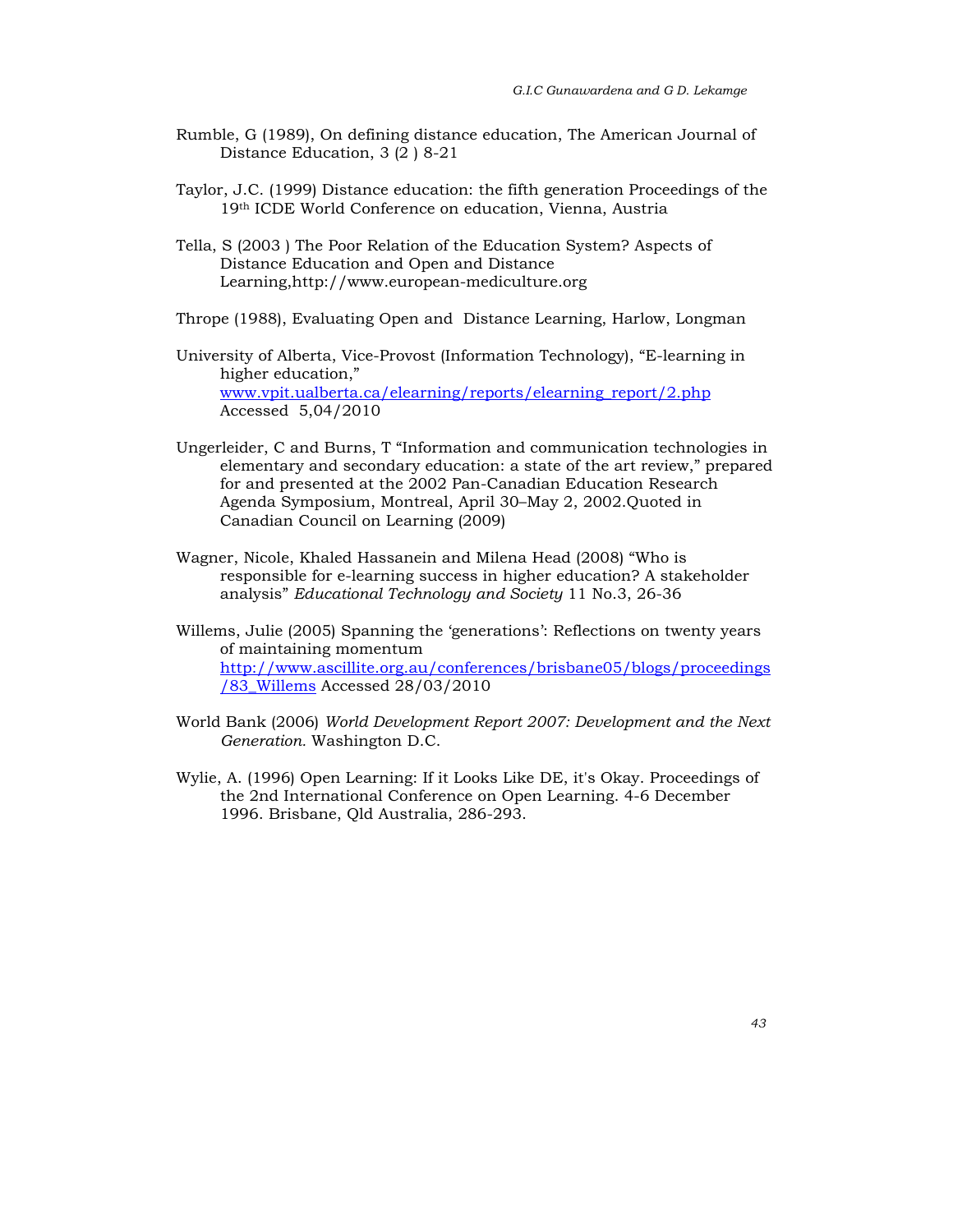Rumble, G (1989), On defining distance education, The American Journal of Distance Education, 3 (2 ) 8-21

Taylor, J.C. (1999) Distance education: the fifth generation Proceedings of the 19th ICDE World Conference on education, Vienna, Austria

Tella, S (2003 ) The Poor Relation of the Education System? Aspects of Distance Education and Open and Distance Learning,http://www.european-mediculture.org

Thrope (1988), Evaluating Open and Distance Learning, Harlow, Longman

University of Alberta, Vice-Provost (Information Technology), "E-learning in higher education," www.vpit.ualberta.ca/elearning/reports/elearning_report/2.php Accessed 5,04/2010

Ungerleider, C and Burns, T "Information and communication technologies in elementary and secondary education: a state of the art review," prepared for and presented at the 2002 Pan-Canadian Education Research Agenda Symposium, Montreal, April 30–May 2, 2002.Quoted in Canadian Council on Learning (2009)

Wagner, Nicole, Khaled Hassanein and Milena Head (2008) "Who is responsible for e-learning success in higher education? A stakeholder analysis" *Educational Technology and Society* 11 No.3, 26-36

Willems, Julie (2005) Spanning the 'generations': Reflections on twenty years of maintaining momentum http://www.ascillite.org.au/conferences/brisbane05/blogs/proceedings/83_Willems Accessed 28/03/2010

World Bank (2006) *World Development Report 2007: Development and the Next Generation.* Washington D.C.

Wylie, A. (1996) Open Learning: If it Looks Like DE, it's Okay. Proceedings of the 2nd International Conference on Open Learning. 4-6 December 1996. Brisbane, Qld Australia, 286-293.